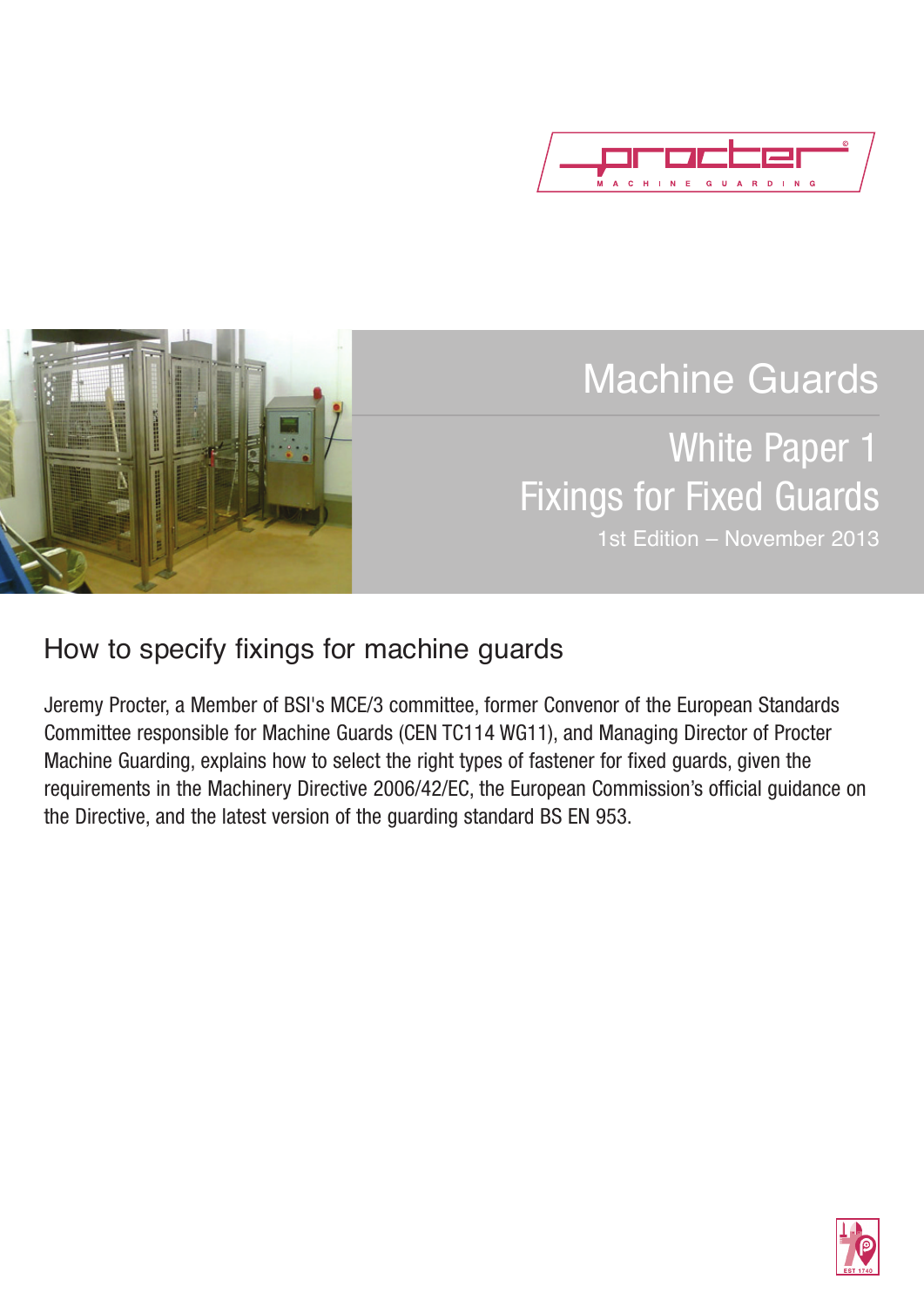procter MACHINE GUARDING

# Machine Guards

## White Paper 1
## Fixings for Fixed Guards

1st Edition – November 2013

## How to specify fixings for machine guards

Jeremy Procter, a Member of BSI's MCE/3 committee, former Convenor of the European Standards Committee responsible for Machine Guards (CEN TC114 WG11), and Managing Director of Procter Machine Guarding, explains how to select the right types of fastener for fixed guards, given the requirements in the Machinery Directive 2006/42/EC, the European Commission's official guidance on the Directive, and the latest version of the guarding standard BS EN 953.

EST 1740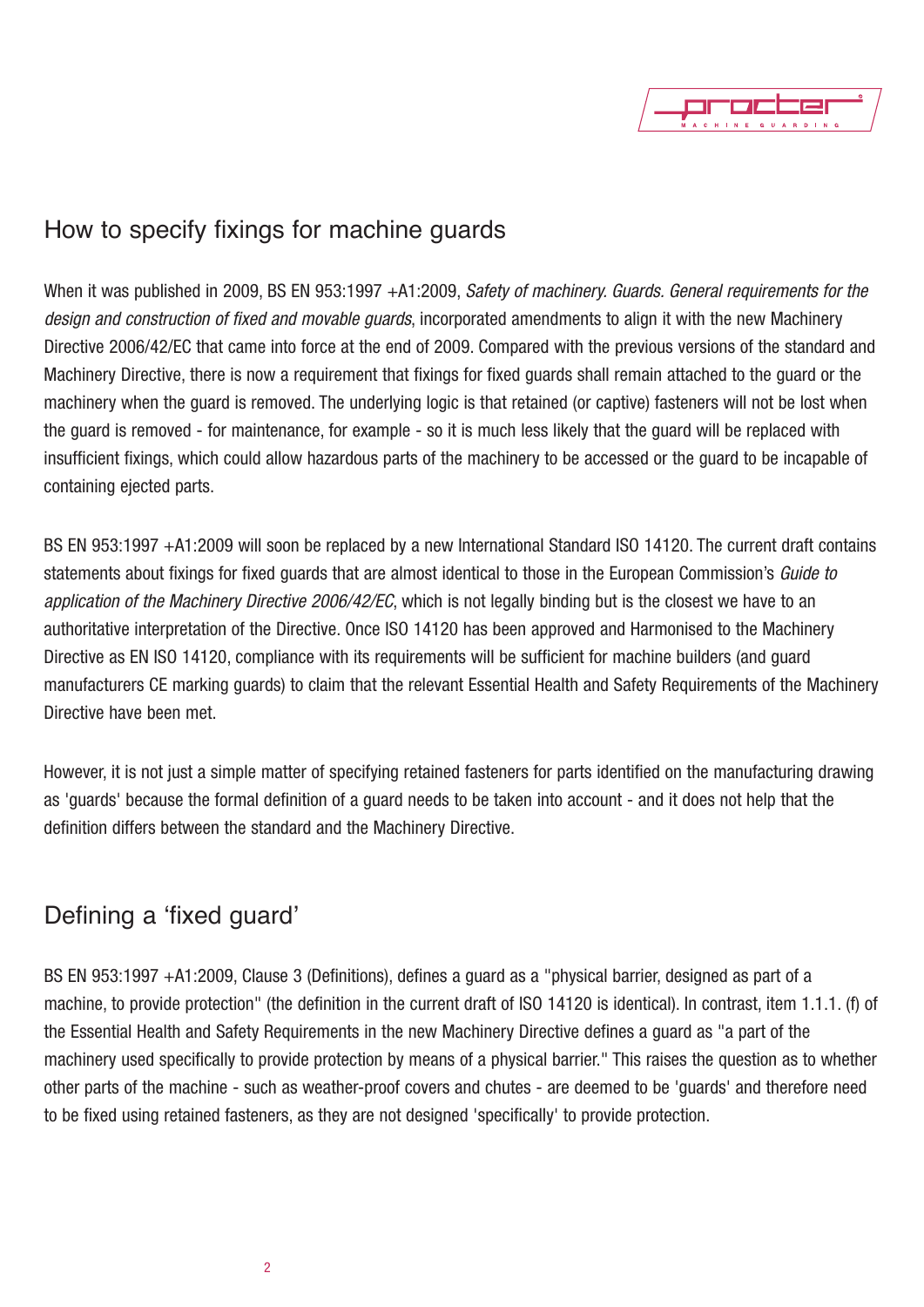## How to specify fixings for machine guards

When it was published in 2009, BS EN 953:1997 +A1:2009, *Safety of machinery. Guards. General requirements for the design and construction of fixed and movable guards*, incorporated amendments to align it with the new Machinery Directive 2006/42/EC that came into force at the end of 2009. Compared with the previous versions of the standard and Machinery Directive, there is now a requirement that fixings for fixed guards shall remain attached to the guard or the machinery when the guard is removed. The underlying logic is that retained (or captive) fasteners will not be lost when the guard is removed - for maintenance, for example - so it is much less likely that the guard will be replaced with insufficient fixings, which could allow hazardous parts of the machinery to be accessed or the guard to be incapable of containing ejected parts.

BS EN 953:1997 +A1:2009 will soon be replaced by a new International Standard ISO 14120. The current draft contains statements about fixings for fixed guards that are almost identical to those in the European Commission's *Guide to application of the Machinery Directive 2006/42/EC*, which is not legally binding but is the closest we have to an authoritative interpretation of the Directive. Once ISO 14120 has been approved and Harmonised to the Machinery Directive as EN ISO 14120, compliance with its requirements will be sufficient for machine builders (and guard manufacturers CE marking guards) to claim that the relevant Essential Health and Safety Requirements of the Machinery Directive have been met.

However, it is not just a simple matter of specifying retained fasteners for parts identified on the manufacturing drawing as 'guards' because the formal definition of a guard needs to be taken into account - and it does not help that the definition differs between the standard and the Machinery Directive.

## Defining a 'fixed guard'

BS EN 953:1997 +A1:2009, Clause 3 (Definitions), defines a guard as a "physical barrier, designed as part of a machine, to provide protection" (the definition in the current draft of ISO 14120 is identical). In contrast, item 1.1.1. (f) of the Essential Health and Safety Requirements in the new Machinery Directive defines a guard as "a part of the machinery used specifically to provide protection by means of a physical barrier." This raises the question as to whether other parts of the machine - such as weather-proof covers and chutes - are deemed to be 'guards' and therefore need to be fixed using retained fasteners, as they are not designed 'specifically' to provide protection.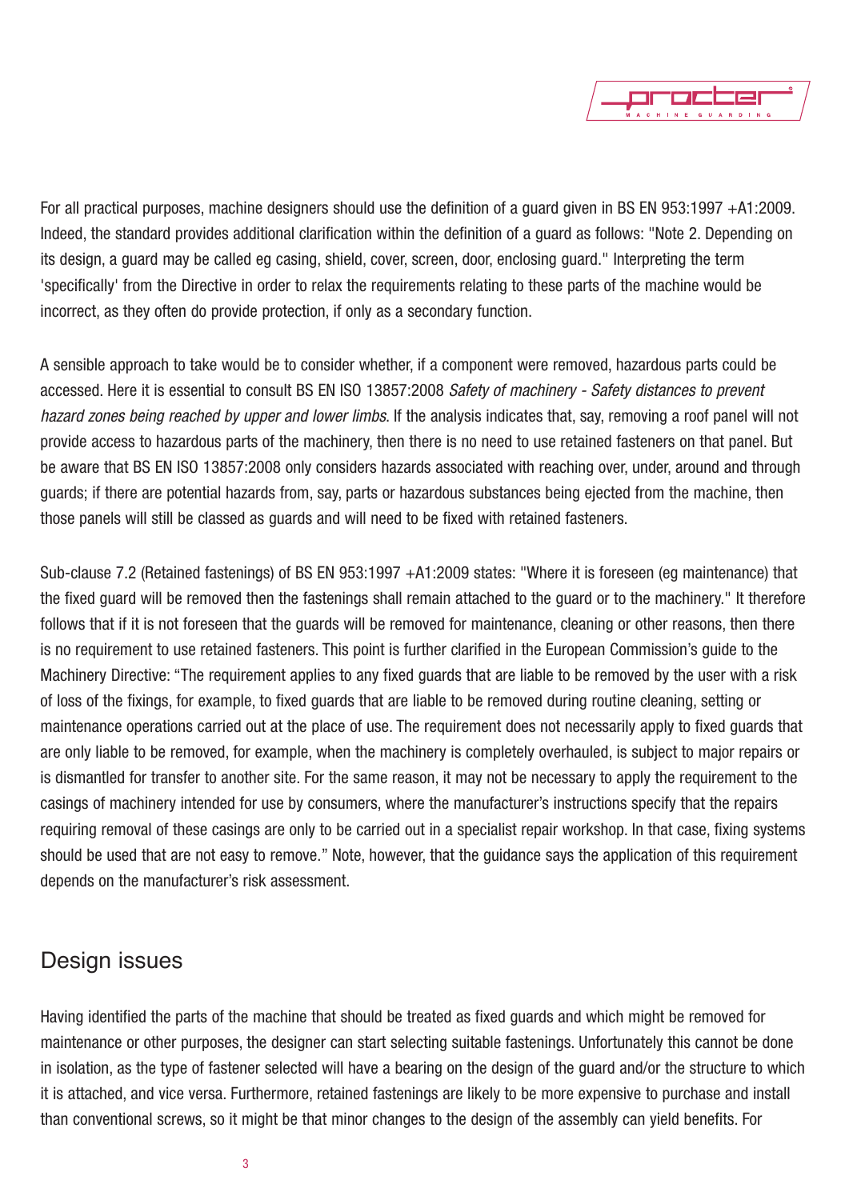For all practical purposes, machine designers should use the definition of a guard given in BS EN 953:1997 +A1:2009. Indeed, the standard provides additional clarification within the definition of a guard as follows: "Note 2. Depending on its design, a guard may be called eg casing, shield, cover, screen, door, enclosing guard." Interpreting the term 'specifically' from the Directive in order to relax the requirements relating to these parts of the machine would be incorrect, as they often do provide protection, if only as a secondary function.

A sensible approach to take would be to consider whether, if a component were removed, hazardous parts could be accessed. Here it is essential to consult BS EN ISO 13857:2008 *Safety of machinery - Safety distances to prevent hazard zones being reached by upper and lower limbs*. If the analysis indicates that, say, removing a roof panel will not provide access to hazardous parts of the machinery, then there is no need to use retained fasteners on that panel. But be aware that BS EN ISO 13857:2008 only considers hazards associated with reaching over, under, around and through guards; if there are potential hazards from, say, parts or hazardous substances being ejected from the machine, then those panels will still be classed as guards and will need to be fixed with retained fasteners.

Sub-clause 7.2 (Retained fastenings) of BS EN 953:1997 +A1:2009 states: "Where it is foreseen (eg maintenance) that the fixed guard will be removed then the fastenings shall remain attached to the guard or to the machinery." It therefore follows that if it is not foreseen that the guards will be removed for maintenance, cleaning or other reasons, then there is no requirement to use retained fasteners. This point is further clarified in the European Commission's guide to the Machinery Directive: "The requirement applies to any fixed guards that are liable to be removed by the user with a risk of loss of the fixings, for example, to fixed guards that are liable to be removed during routine cleaning, setting or maintenance operations carried out at the place of use. The requirement does not necessarily apply to fixed guards that are only liable to be removed, for example, when the machinery is completely overhauled, is subject to major repairs or is dismantled for transfer to another site. For the same reason, it may not be necessary to apply the requirement to the casings of machinery intended for use by consumers, where the manufacturer's instructions specify that the repairs requiring removal of these casings are only to be carried out in a specialist repair workshop. In that case, fixing systems should be used that are not easy to remove." Note, however, that the guidance says the application of this requirement depends on the manufacturer's risk assessment.

## Design issues

Having identified the parts of the machine that should be treated as fixed guards and which might be removed for maintenance or other purposes, the designer can start selecting suitable fastenings. Unfortunately this cannot be done in isolation, as the type of fastener selected will have a bearing on the design of the guard and/or the structure to which it is attached, and vice versa. Furthermore, retained fastenings are likely to be more expensive to purchase and install than conventional screws, so it might be that minor changes to the design of the assembly can yield benefits. For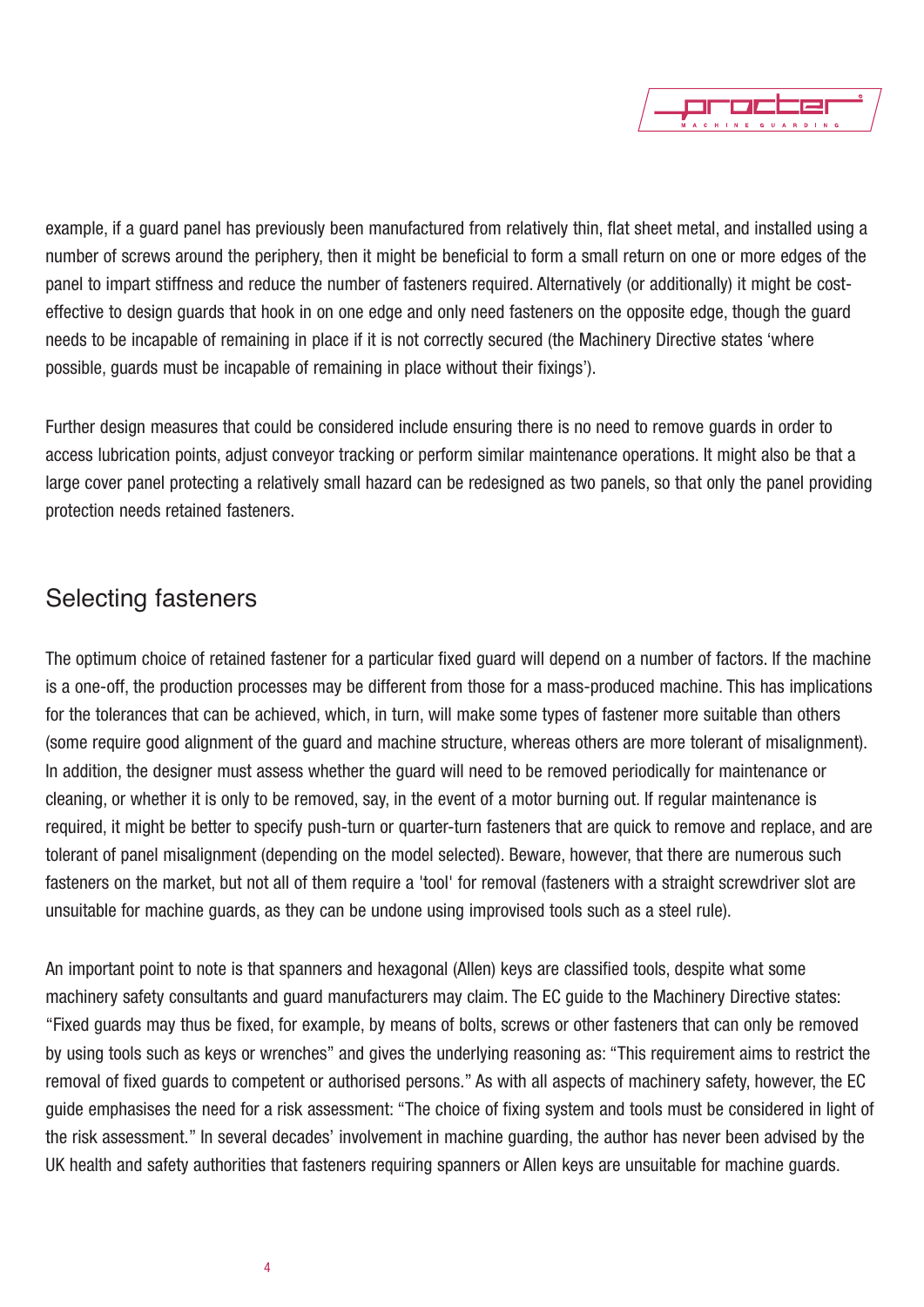example, if a guard panel has previously been manufactured from relatively thin, flat sheet metal, and installed using a number of screws around the periphery, then it might be beneficial to form a small return on one or more edges of the panel to impart stiffness and reduce the number of fasteners required. Alternatively (or additionally) it might be cost-effective to design guards that hook in on one edge and only need fasteners on the opposite edge, though the guard needs to be incapable of remaining in place if it is not correctly secured (the Machinery Directive states 'where possible, guards must be incapable of remaining in place without their fixings').

Further design measures that could be considered include ensuring there is no need to remove guards in order to access lubrication points, adjust conveyor tracking or perform similar maintenance operations. It might also be that a large cover panel protecting a relatively small hazard can be redesigned as two panels, so that only the panel providing protection needs retained fasteners.

## Selecting fasteners

The optimum choice of retained fastener for a particular fixed guard will depend on a number of factors. If the machine is a one-off, the production processes may be different from those for a mass-produced machine. This has implications for the tolerances that can be achieved, which, in turn, will make some types of fastener more suitable than others (some require good alignment of the guard and machine structure, whereas others are more tolerant of misalignment). In addition, the designer must assess whether the guard will need to be removed periodically for maintenance or cleaning, or whether it is only to be removed, say, in the event of a motor burning out. If regular maintenance is required, it might be better to specify push-turn or quarter-turn fasteners that are quick to remove and replace, and are tolerant of panel misalignment (depending on the model selected). Beware, however, that there are numerous such fasteners on the market, but not all of them require a 'tool' for removal (fasteners with a straight screwdriver slot are unsuitable for machine guards, as they can be undone using improvised tools such as a steel rule).

An important point to note is that spanners and hexagonal (Allen) keys are classified tools, despite what some machinery safety consultants and guard manufacturers may claim. The EC guide to the Machinery Directive states: "Fixed guards may thus be fixed, for example, by means of bolts, screws or other fasteners that can only be removed by using tools such as keys or wrenches" and gives the underlying reasoning as: "This requirement aims to restrict the removal of fixed guards to competent or authorised persons." As with all aspects of machinery safety, however, the EC guide emphasises the need for a risk assessment: "The choice of fixing system and tools must be considered in light of the risk assessment." In several decades' involvement in machine guarding, the author has never been advised by the UK health and safety authorities that fasteners requiring spanners or Allen keys are unsuitable for machine guards.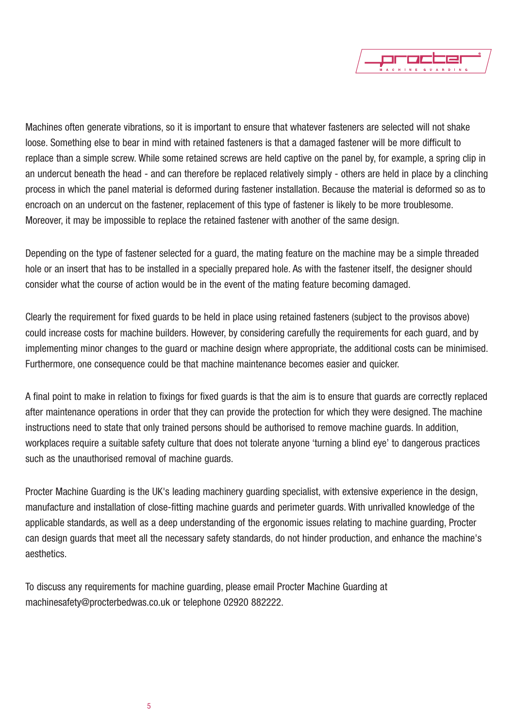Machines often generate vibrations, so it is important to ensure that whatever fasteners are selected will not shake loose. Something else to bear in mind with retained fasteners is that a damaged fastener will be more difficult to replace than a simple screw. While some retained screws are held captive on the panel by, for example, a spring clip in an undercut beneath the head - and can therefore be replaced relatively simply - others are held in place by a clinching process in which the panel material is deformed during fastener installation. Because the material is deformed so as to encroach on an undercut on the fastener, replacement of this type of fastener is likely to be more troublesome. Moreover, it may be impossible to replace the retained fastener with another of the same design.

Depending on the type of fastener selected for a guard, the mating feature on the machine may be a simple threaded hole or an insert that has to be installed in a specially prepared hole. As with the fastener itself, the designer should consider what the course of action would be in the event of the mating feature becoming damaged.

Clearly the requirement for fixed guards to be held in place using retained fasteners (subject to the provisos above) could increase costs for machine builders. However, by considering carefully the requirements for each guard, and by implementing minor changes to the guard or machine design where appropriate, the additional costs can be minimised. Furthermore, one consequence could be that machine maintenance becomes easier and quicker.

A final point to make in relation to fixings for fixed guards is that the aim is to ensure that guards are correctly replaced after maintenance operations in order that they can provide the protection for which they were designed. The machine instructions need to state that only trained persons should be authorised to remove machine guards. In addition, workplaces require a suitable safety culture that does not tolerate anyone 'turning a blind eye' to dangerous practices such as the unauthorised removal of machine guards.

Procter Machine Guarding is the UK's leading machinery guarding specialist, with extensive experience in the design, manufacture and installation of close-fitting machine guards and perimeter guards. With unrivalled knowledge of the applicable standards, as well as a deep understanding of the ergonomic issues relating to machine guarding, Procter can design guards that meet all the necessary safety standards, do not hinder production, and enhance the machine's aesthetics.

To discuss any requirements for machine guarding, please email Procter Machine Guarding at machinesafety@procterbedwas.co.uk or telephone 02920 882222.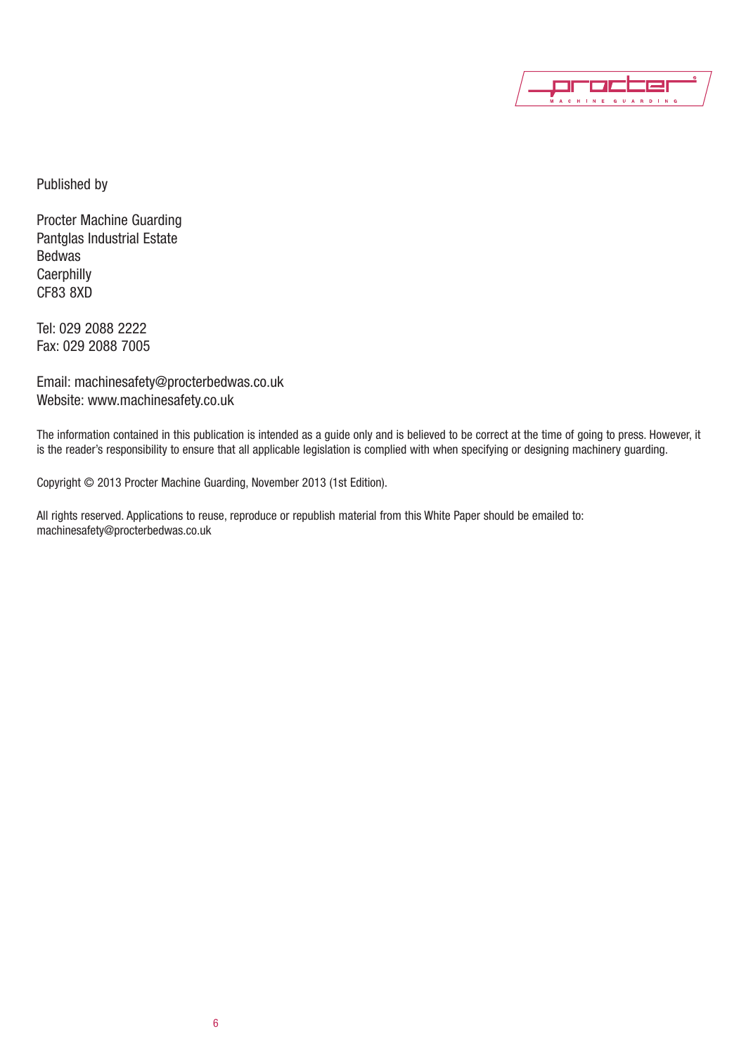Published by

Procter Machine Guarding
Pantglas Industrial Estate
Bedwas
Caerphilly
CF83 8XD

Tel: 029 2088 2222
Fax: 029 2088 7005

Email: machinesafety@procterbedwas.co.uk
Website: www.machinesafety.co.uk

The information contained in this publication is intended as a guide only and is believed to be correct at the time of going to press. However, it is the reader's responsibility to ensure that all applicable legislation is complied with when specifying or designing machinery guarding.

Copyright © 2013 Procter Machine Guarding, November 2013 (1st Edition).

All rights reserved. Applications to reuse, reproduce or republish material from this White Paper should be emailed to: machinesafety@procterbedwas.co.uk